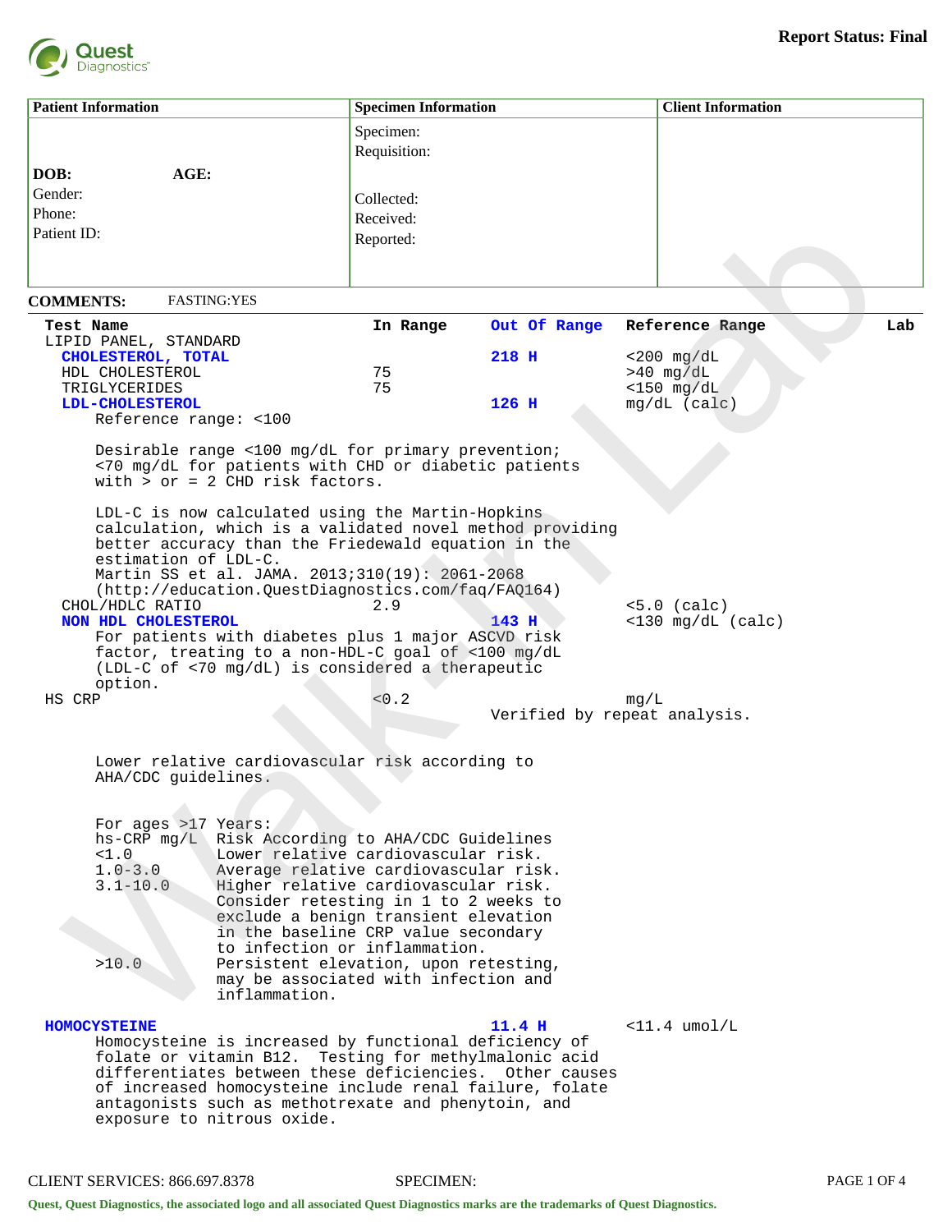**Report Status: Final**

| Patient Information | Specimen Information | Client Information |
|---|---|---|
| **DOB:** **AGE:**<br>Gender:<br>Phone:<br>Patient ID: | Specimen:<br>Requisition:<br><br>Collected:<br>Received:<br>Reported: | |

**COMMENTS:** FASTING:YES

| Test Name | In Range | Out Of Range | Reference Range | Lab |
|---|---|---|---|---|
| LIPID PANEL, STANDARD | | | | |
| **CHOLESTEROL, TOTAL** | | **218 H** | <200 mg/dL | |
| HDL CHOLESTEROL | 75 | | >40 mg/dL | |
| TRIGLYCERIDES | 75 | | <150 mg/dL | |
| **LDL-CHOLESTEROL** | | **126 H** | mg/dL (calc) | |

Reference range: <100

Desirable range <100 mg/dL for primary prevention;
<70 mg/dL for patients with CHD or diabetic patients
with > or = 2 CHD risk factors.

LDL-C is now calculated using the Martin-Hopkins
calculation, which is a validated novel method providing
better accuracy than the Friedewald equation in the
estimation of LDL-C.
Martin SS et al. JAMA. 2013;310(19): 2061-2068
(http://education.QuestDiagnostics.com/faq/FAQ164)

| Test Name | In Range | Out Of Range | Reference Range | Lab |
|---|---|---|---|---|
| CHOL/HDLC RATIO | 2.9 | | <5.0 (calc) | |
| **NON HDL CHOLESTEROL** | | **143 H** | <130 mg/dL (calc) | |

For patients with diabetes plus 1 major ASCVD risk
factor, treating to a non-HDL-C goal of <100 mg/dL
(LDL-C of <70 mg/dL) is considered a therapeutic
option.

| Test Name | In Range | Out Of Range | Reference Range | Lab |
|---|---|---|---|---|
| HS CRP | <0.2 | | mg/L | |

Verified by repeat analysis.

Lower relative cardiovascular risk according to
AHA/CDC guidelines.

For ages >17 Years:

| hs-CRP mg/L | Risk According to AHA/CDC Guidelines |
|---|---|
| <1.0 | Lower relative cardiovascular risk. |
| 1.0-3.0 | Average relative cardiovascular risk. |
| 3.1-10.0 | Higher relative cardiovascular risk. Consider retesting in 1 to 2 weeks to exclude a benign transient elevation in the baseline CRP value secondary to infection or inflammation. |
| >10.0 | Persistent elevation, upon retesting, may be associated with infection and inflammation. |

| Test Name | In Range | Out Of Range | Reference Range | Lab |
|---|---|---|---|---|
| **HOMOCYSTEINE** | | **11.4 H** | <11.4 umol/L | |

Homocysteine is increased by functional deficiency of
folate or vitamin B12. Testing for methylmalonic acid
differentiates between these deficiencies. Other causes
of increased homocysteine include renal failure, folate
antagonists such as methotrexate and phenytoin, and
exposure to nitrous oxide.

CLIENT SERVICES: 866.697.8378 SPECIMEN:

Quest, Quest Diagnostics, the associated logo and all associated Quest Diagnostics marks are the trademarks of Quest Diagnostics.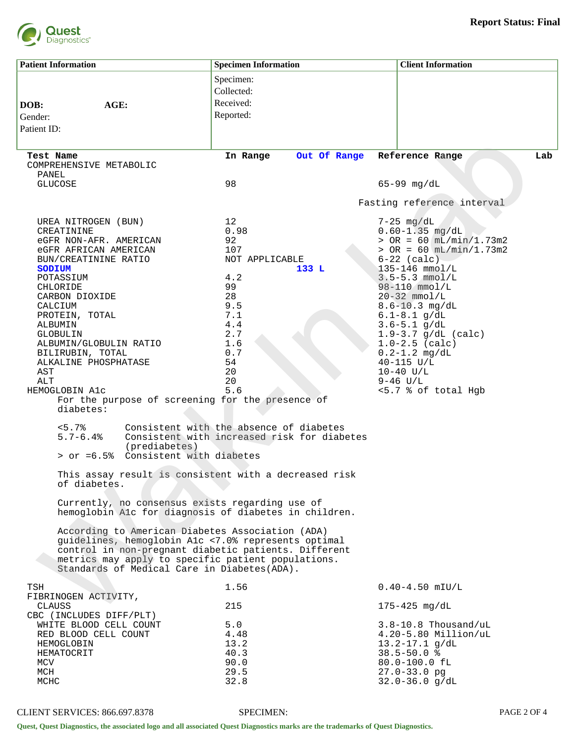**Report Status: Final**

| Patient Information | Specimen Information | Client Information |
|---|---|---|
| DOB: AGE: | Specimen: | |
| Gender: | Collected: | |
| Patient ID: | Received: | |
| | Reported: | |

| Test Name | In Range | Out Of Range | Reference Range | Lab |
|---|---|---|---|---|
| COMPREHENSIVE METABOLIC PANEL | | | | |
| GLUCOSE | 98 | | 65-99 mg/dL | |
| | | | Fasting reference interval | |
| UREA NITROGEN (BUN) | 12 | | 7-25 mg/dL | |
| CREATININE | 0.98 | | 0.60-1.35 mg/dL | |
| eGFR NON-AFR. AMERICAN | 92 | | > OR = 60 mL/min/1.73m2 | |
| eGFR AFRICAN AMERICAN | 107 | | > OR = 60 mL/min/1.73m2 | |
| BUN/CREATININE RATIO | NOT APPLICABLE | | 6-22 (calc) | |
| **SODIUM** | | **133 L** | 135-146 mmol/L | |
| POTASSIUM | 4.2 | | 3.5-5.3 mmol/L | |
| CHLORIDE | 99 | | 98-110 mmol/L | |
| CARBON DIOXIDE | 28 | | 20-32 mmol/L | |
| CALCIUM | 9.5 | | 8.6-10.3 mg/dL | |
| PROTEIN, TOTAL | 7.1 | | 6.1-8.1 g/dL | |
| ALBUMIN | 4.4 | | 3.6-5.1 g/dL | |
| GLOBULIN | 2.7 | | 1.9-3.7 g/dL (calc) | |
| ALBUMIN/GLOBULIN RATIO | 1.6 | | 1.0-2.5 (calc) | |
| BILIRUBIN, TOTAL | 0.7 | | 0.2-1.2 mg/dL | |
| ALKALINE PHOSPHATASE | 54 | | 40-115 U/L | |
| AST | 20 | | 10-40 U/L | |
| ALT | 20 | | 9-46 U/L | |
| HEMOGLOBIN A1c | 5.6 | | <5.7 % of total Hgb | |

For the purpose of screening for the presence of diabetes:

| | |
|---|---|
| <5.7% | Consistent with the absence of diabetes |
| 5.7-6.4% | Consistent with increased risk for diabetes (prediabetes) |
| > or =6.5% | Consistent with diabetes |

This assay result is consistent with a decreased risk of diabetes.

Currently, no consensus exists regarding use of hemoglobin A1c for diagnosis of diabetes in children.

According to American Diabetes Association (ADA) guidelines, hemoglobin A1c <7.0% represents optimal control in non-pregnant diabetic patients. Different metrics may apply to specific patient populations. Standards of Medical Care in Diabetes(ADA).

| Test Name | In Range | Out Of Range | Reference Range | Lab |
|---|---|---|---|---|
| TSH | 1.56 | | 0.40-4.50 mIU/L | |
| FIBRINOGEN ACTIVITY, CLAUSS | 215 | | 175-425 mg/dL | |
| CBC (INCLUDES DIFF/PLT) | | | | |
| WHITE BLOOD CELL COUNT | 5.0 | | 3.8-10.8 Thousand/uL | |
| RED BLOOD CELL COUNT | 4.48 | | 4.20-5.80 Million/uL | |
| HEMOGLOBIN | 13.2 | | 13.2-17.1 g/dL | |
| HEMATOCRIT | 40.3 | | 38.5-50.0 % | |
| MCV | 90.0 | | 80.0-100.0 fL | |
| MCH | 29.5 | | 27.0-33.0 pg | |
| MCHC | 32.8 | | 32.0-36.0 g/dL | |

CLIENT SERVICES: 866.697.8378 SPECIMEN:

Quest, Quest Diagnostics, the associated logo and all associated Quest Diagnostics marks are the trademarks of Quest Diagnostics.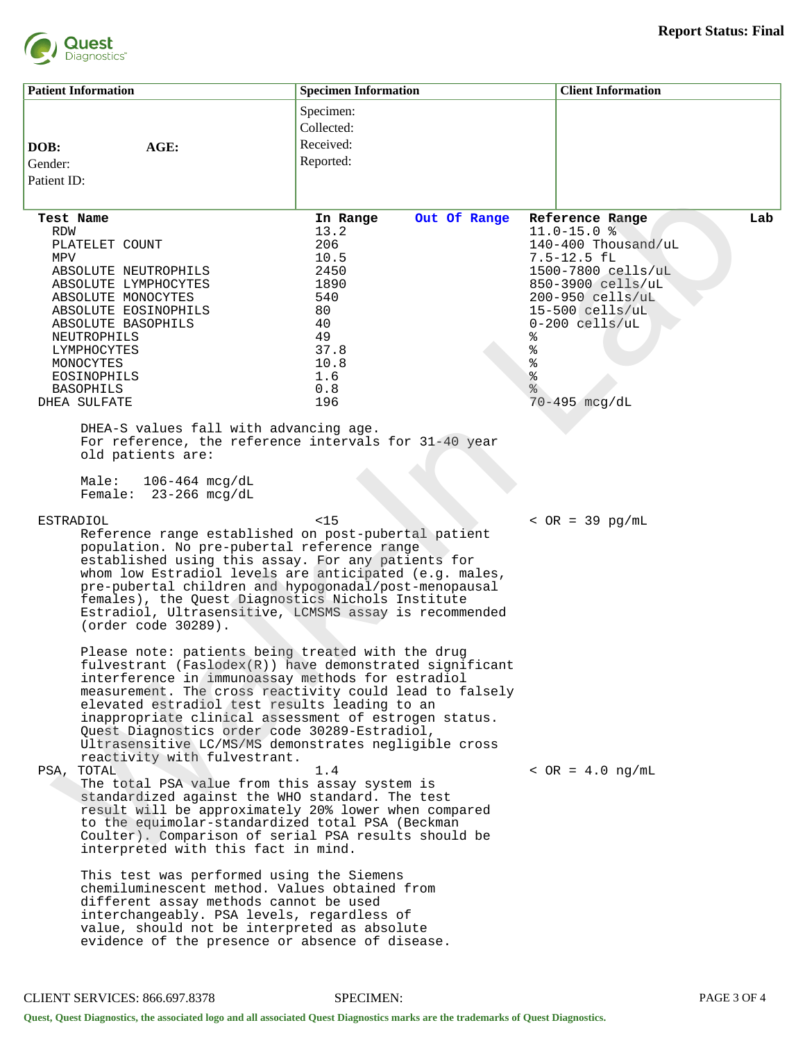Report Status: Final

| Patient Information | Specimen Information | Client Information |
|---|---|---|
| **DOB:** **AGE:**<br>Gender:<br>Patient ID: | Specimen:<br>Collected:<br>Received:<br>Reported: | |

| Test Name | In Range | Out Of Range | Reference Range | Lab |
|---|---|---|---|---|
| RDW | 13.2 | | 11.0-15.0 % | |
| PLATELET COUNT | 206 | | 140-400 Thousand/uL | |
| MPV | 10.5 | | 7.5-12.5 fL | |
| ABSOLUTE NEUTROPHILS | 2450 | | 1500-7800 cells/uL | |
| ABSOLUTE LYMPHOCYTES | 1890 | | 850-3900 cells/uL | |
| ABSOLUTE MONOCYTES | 540 | | 200-950 cells/uL | |
| ABSOLUTE EOSINOPHILS | 80 | | 15-500 cells/uL | |
| ABSOLUTE BASOPHILS | 40 | | 0-200 cells/uL | |
| NEUTROPHILS | 49 | | % | |
| LYMPHOCYTES | 37.8 | | % | |
| MONOCYTES | 10.8 | | % | |
| EOSINOPHILS | 1.6 | | % | |
| BASOPHILS | 0.8 | | % | |
| DHEA SULFATE | 196 | | 70-495 mcg/dL | |

DHEA-S values fall with advancing age.
For reference, the reference intervals for 31-40 year old patients are:

Male: 106-464 mcg/dL
Female: 23-266 mcg/dL

| Test Name | In Range | Out Of Range | Reference Range | Lab |
|---|---|---|---|---|
| ESTRADIOL | <15 | | < OR = 39 pg/mL | |

Reference range established on post-pubertal patient population. No pre-pubertal reference range established using this assay. For any patients for whom low Estradiol levels are anticipated (e.g. males, pre-pubertal children and hypogonadal/post-menopausal females), the Quest Diagnostics Nichols Institute Estradiol, Ultrasensitive, LCMSMS assay is recommended (order code 30289).

Please note: patients being treated with the drug fulvestrant (Faslodex(R)) have demonstrated significant interference in immunoassay methods for estradiol measurement. The cross reactivity could lead to falsely elevated estradiol test results leading to an inappropriate clinical assessment of estrogen status. Quest Diagnostics order code 30289-Estradiol, Ultrasensitive LC/MS/MS demonstrates negligible cross reactivity with fulvestrant.

| Test Name | In Range | Out Of Range | Reference Range | Lab |
|---|---|---|---|---|
| PSA, TOTAL | 1.4 | | < OR = 4.0 ng/mL | |

The total PSA value from this assay system is standardized against the WHO standard. The test result will be approximately 20% lower when compared to the equimolar-standardized total PSA (Beckman Coulter). Comparison of serial PSA results should be interpreted with this fact in mind.

This test was performed using the Siemens chemiluminescent method. Values obtained from different assay methods cannot be used interchangeably. PSA levels, regardless of value, should not be interpreted as absolute evidence of the presence or absence of disease.

CLIENT SERVICES: 866.697.8378 SPECIMEN:

Quest, Quest Diagnostics, the associated logo and all associated Quest Diagnostics marks are the trademarks of Quest Diagnostics.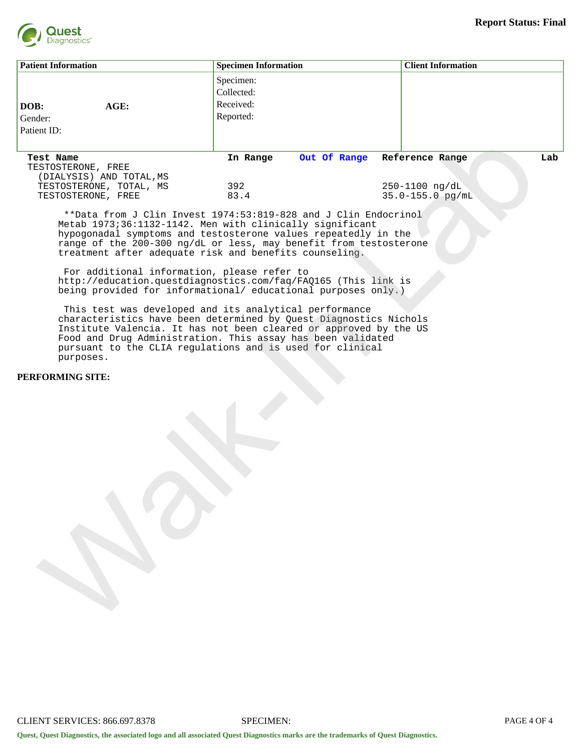**Report Status: Final**

| Patient Information | Specimen Information | Client Information |
|---|---|---|
| **DOB:** **AGE:**<br>Gender:<br>Patient ID: | Specimen:<br>Collected:<br>Received:<br>Reported: | |

| Test Name | In Range | Out Of Range | Reference Range | Lab |
|---|---|---|---|---|
| TESTOSTERONE, FREE (DIALYSIS) AND TOTAL,MS | | | | |
| TESTOSTERONE, TOTAL, MS | 392 | | 250-1100 ng/dL | |
| TESTOSTERONE, FREE | 83.4 | | 35.0-155.0 pg/mL | |

**Data from J Clin Invest 1974:53:819-828 and J Clin Endocrinol Metab 1973;36:1132-1142. Men with clinically significant hypogonadal symptoms and testosterone values repeatedly in the range of the 200-300 ng/dL or less, may benefit from testosterone treatment after adequate risk and benefits counseling.

For additional information, please refer to http://education.questdiagnostics.com/faq/FAQ165 (This link is being provided for informational/ educational purposes only.)

This test was developed and its analytical performance characteristics have been determined by Quest Diagnostics Nichols Institute Valencia. It has not been cleared or approved by the US Food and Drug Administration. This assay has been validated pursuant to the CLIA regulations and is used for clinical purposes.

**PERFORMING SITE:**

CLIENT SERVICES: 866.697.8378 SPECIMEN:

**Quest, Quest Diagnostics, the associated logo and all associated Quest Diagnostics marks are the trademarks of Quest Diagnostics.**